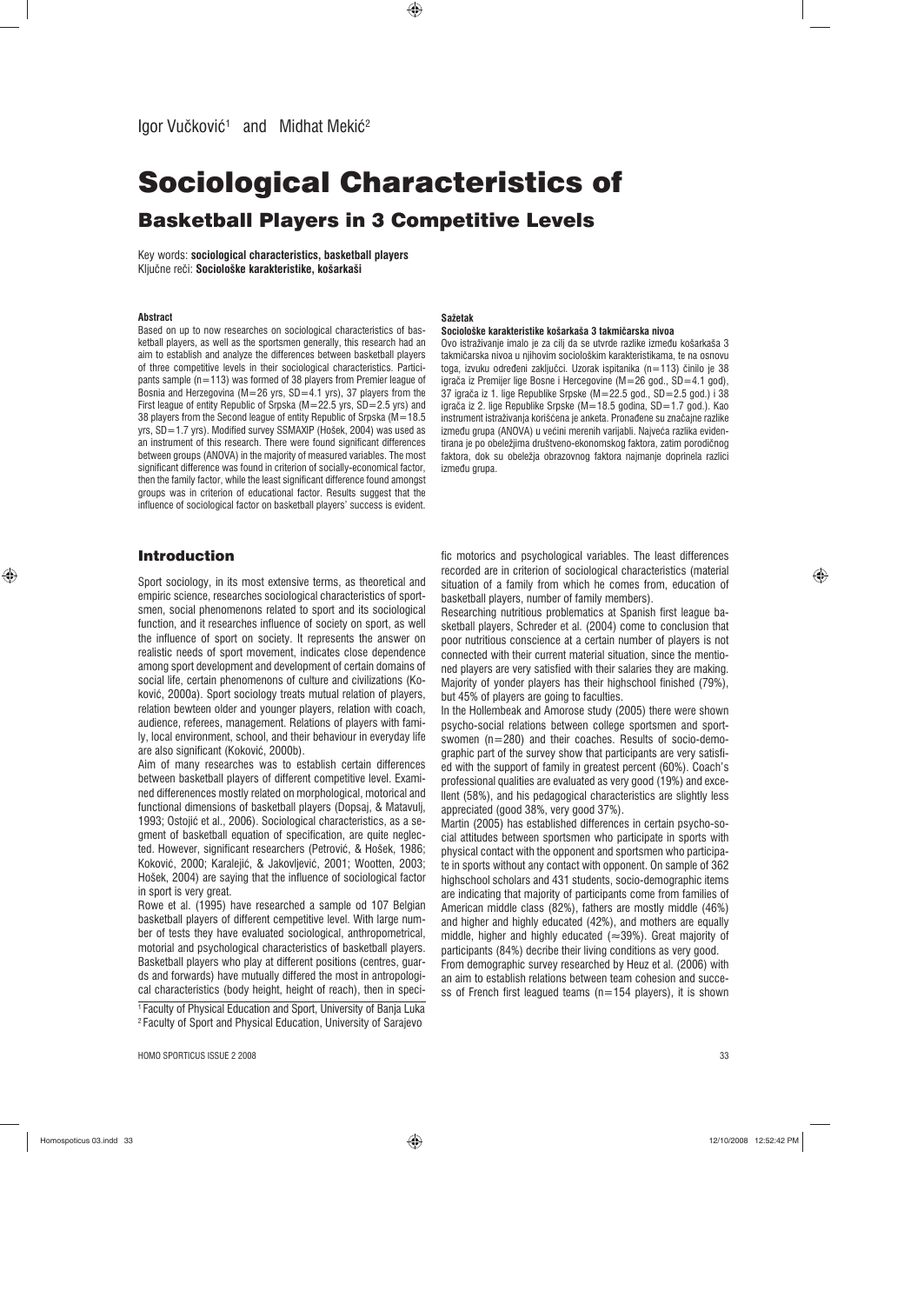Igor Vučković[1] and Midhat Mekić[2]

# Sociological Characteristics of

## Basketball Players in 3 Competitive Levels

Key words: **sociological characteristics, basketball players**
Ključne reči: **Sociološke karakteristike, košarkaši**

**Abstract**

Based on up to now researches on sociological characteristics of basketball players, as well as the sportsmen generally, this research had an aim to establish and analyze the differences between basketball players of three competitive levels in their sociological characteristics. Participants sample (n=113) was formed of 38 players from Premier league of Bosnia and Herzegovina (M=26 yrs, SD=4.1 yrs), 37 players from the First league of entity Republic of Srpska (M=22.5 yrs, SD=2.5 yrs) and 38 players from the Second league of entity Republic of Srpska (M=18.5 yrs, SD=1.7 yrs). Modified survey SSMAXIP (Hošek, 2004) was used as an instrument of this research. There were found significant differences between groups (ANOVA) in the majority of measured variables. The most significant difference was found in criterion of socially-economical factor, then the family factor, while the least significant difference found amongst groups was in criterion of educational factor. Results suggest that the influence of sociological factor on basketball players' success is evident.

**Sažetak**

**Sociološke karakteristike košarkaša 3 takmičarska nivoa**

Ovo istraživanje imalo je za cilj da se utvrde razlike između košarkaša 3 takmičarska nivoa u njihovim sociološkim karakteristikama, te na osnovu toga, izvuku određeni zaključci. Uzorak ispitanika (n=113) činilo je 38 igrača iz Premijer lige Bosne i Hercegovine (M=26 god., SD=4.1 god), 37 igrača iz 1. lige Republike Srpske (M=22.5 god., SD=2.5 god.) i 38 igrača iz 2. lige Republike Srpske (M=18.5 godina, SD=1.7 god.). Kao instrument istraživanja korišćena je anketa. Pronađene su značajne razlike između grupa (ANOVA) u većini merenih varijabli. Najveća razlika evidentirana je po obeležjima društveno-ekonomskog faktora, zatim porodičnog faktora, dok su obeležja obrazovnog faktora najmanje doprinela razlici između grupa.

## Introduction

Sport sociology, in its most extensive terms, as theoretical and empiric science, researches sociological characteristics of sportsmen, social phenomenons related to sport and its sociological function, and it researches influence of society on sport, as well the influence of sport on society. It represents the answer on realistic needs of sport movement, indicates close dependence among sport development and development of certain domains of social life, certain phenomenons of culture and civilizations (Koković, 2000a). Sport sociology treats mutual relation of players, relation bewteen older and younger players, relation with coach, audience, referees, management. Relations of players with family, local environment, school, and their behaviour in everyday life are also significant (Koković, 2000b).

Aim of many researches was to establish certain differences between basketball players of different competitive level. Examined differenences mostly related on morphological, motorical and functional dimensions of basketball players (Dopsaj, & Matavulj, 1993; Ostojić et al., 2006). Sociological characteristics, as a segment of basketball equation of specification, are quite neglected. However, significant researchers (Petrović, & Hošek, 1986; Koković, 2000; Karalejić, & Jakovljević, 2001; Wootten, 2003; Hošek, 2004) are saying that the influence of sociological factor in sport is very great.

Rowe et al. (1995) have researched a sample od 107 Belgian basketball players of different cempetitive level. With large number of tests they have evaluated sociological, anthropometrical, motorial and psychological characteristics of basketball players. Basketball players who play at different positions (centres, guards and forwards) have mutually differed the most in antropological characteristics (body height, height of reach), then in specific motorics and psychological variables. The least differences recorded are in criterion of sociological characteristics (material situation of a family from which he comes from, education of basketball players, number of family members).

Researching nutritious problematics at Spanish first league basketball players, Schreder et al. (2004) come to conclusion that poor nutritious conscience at a certain number of players is not connected with their current material situation, since the mentioned players are very satisfied with their salaries they are making. Majority of yonder players has their highschool finished (79%), but 45% of players are going to faculties.

In the Hollembeak and Amorose study (2005) there were shown psycho-social relations between college sportsmen and sportswomen (n=280) and their coaches. Results of socio-demographic part of the survey show that participants are very satisfied with the support of family in greatest percent (60%). Coach's professional qualities are evaluated as very good (19%) and excellent (58%), and his pedagogical characteristics are slightly less appreciated (good 38%, very good 37%).

Martin (2005) has established differences in certain psycho-social attitudes between sportsmen who participate in sports with physical contact with the opponent and sportsmen who participate in sports without any contact with opponent. On sample of 362 highschool scholars and 431 students, socio-demographic items are indicating that majority of participants come from families of American middle class (82%), fathers are mostly middle (46%) and higher and highly educated (42%), and mothers are equally middle, higher and highly educated (≈39%). Great majority of participants (84%) decribe their living conditions as very good.

From demographic survey researched by Heuz et al. (2006) with an aim to establish relations between team cohesion and success of French first leagued teams (n=154 players), it is shown

[1] Faculty of Physical Education and Sport, University of Banja Luka
[2] Faculty of Sport and Physical Education, University of Sarajevo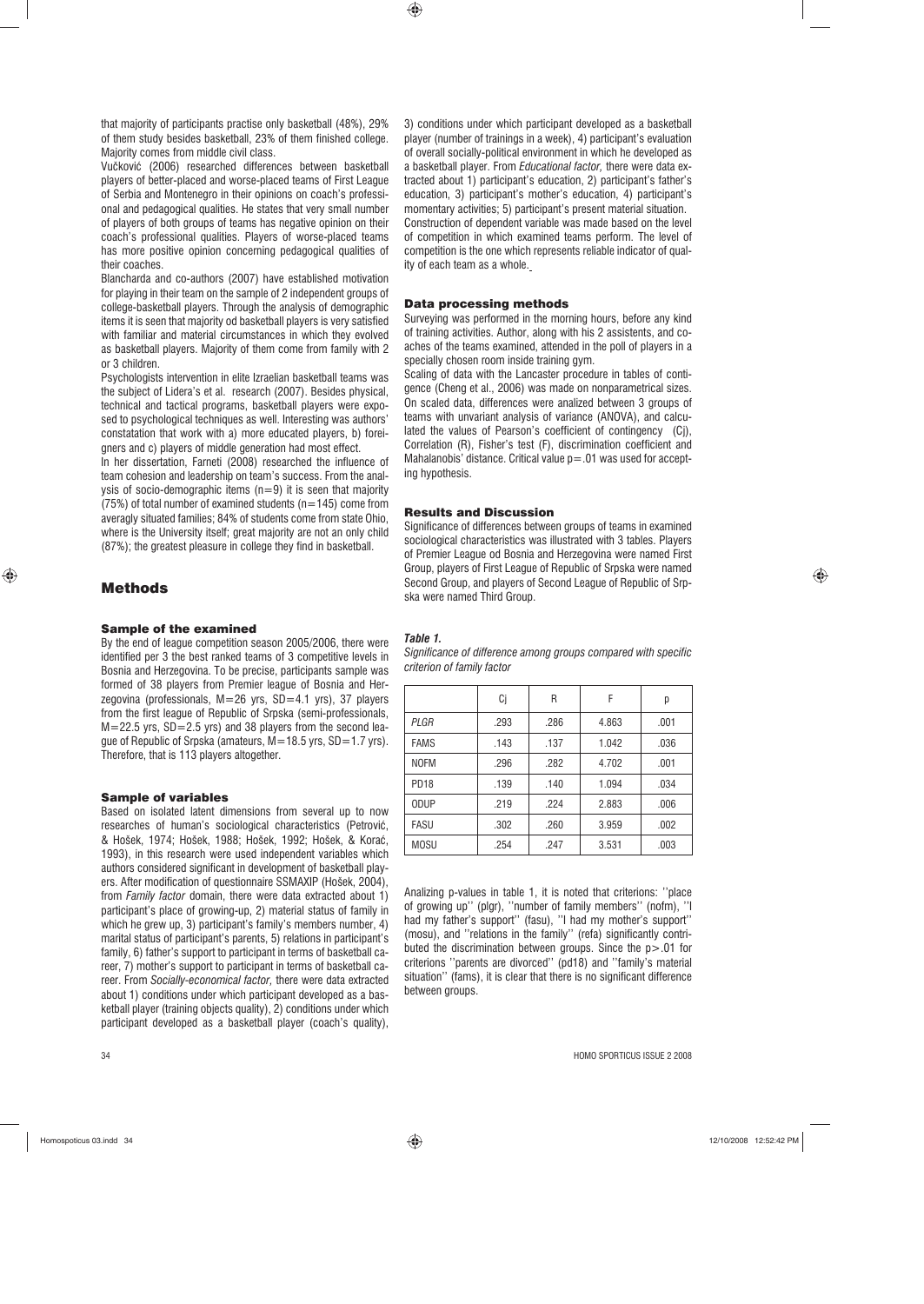that majority of participants practise only basketball (48%), 29% of them study besides basketball, 23% of them finished college. Majority comes from middle civil class.

Vučković (2006) researched differences between basketball players of better-placed and worse-placed teams of First League of Serbia and Montenegro in their opinions on coach's professional and pedagogical qualities. He states that very small number of players of both groups of teams has negative opinion on their coach's professional qualities. Players of worse-placed teams has more positive opinion concerning pedagogical qualities of their coaches.

Blancharda and co-authors (2007) have established motivation for playing in their team on the sample of 2 independent groups of college-basketball players. Through the analysis of demographic items it is seen that majority od basketball players is very satisfied with familiar and material circumstances in which they evolved as basketball players. Majority of them come from family with 2 or 3 children.

Psychologists intervention in elite Izraelian basketball teams was the subject of Lidera's et al. research (2007). Besides physical, technical and tactical programs, basketball players were exposed to psychological techniques as well. Interesting was authors' constatation that work with a) more educated players, b) foreigners and c) players of middle generation had most effect.

In her dissertation, Farneti (2008) researched the influence of team cohesion and leadership on team's success. From the analysis of socio-demographic items (n=9) it is seen that majority (75%) of total number of examined students (n=145) come from averagly situated families; 84% of students come from state Ohio, where is the University itself; great majority are not an only child (87%); the greatest pleasure in college they find in basketball.

## Methods

### Sample of the examined

By the end of league competition season 2005/2006, there were identified per 3 the best ranked teams of 3 competitive levels in Bosnia and Herzegovina. To be precise, participants sample was formed of 38 players from Premier league of Bosnia and Herzegovina (professionals, M=26 yrs, SD=4.1 yrs), 37 players from the first league of Republic of Srpska (semi-professionals, M=22.5 yrs, SD=2.5 yrs) and 38 players from the second league of Republic of Srpska (amateurs, M=18.5 yrs, SD=1.7 yrs). Therefore, that is 113 players altogether.

### Sample of variables

Based on isolated latent dimensions from several up to now researches of human's sociological characteristics (Petrović, & Hošek, 1974; Hošek, 1988; Hošek, 1992; Hošek, & Korać, 1993), in this research were used independent variables which authors considered significant in development of basketball players. After modification of questionnaire SSMAXIP (Hošek, 2004), from *Family factor* domain, there were data extracted about 1) participant's place of growing-up, 2) material status of family in which he grew up, 3) participant's family's members number, 4) marital status of participant's parents, 5) relations in participant's family, 6) father's support to participant in terms of basketball career, 7) mother's support to participant in terms of basketball career. From *Socially-economical factor,* there were data extracted about 1) conditions under which participant developed as a basketball player (training objects quality), 2) conditions under which participant developed as a basketball player (coach's quality), 3) conditions under which participant developed as a basketball player (number of trainings in a week), 4) participant's evaluation of overall socially-political environment in which he developed as a basketball player. From *Educational factor,* there were data extracted about 1) participant's education, 2) participant's father's education, 3) participant's mother's education, 4) participant's momentary activities; 5) participant's present material situation.

Construction of dependent variable was made based on the level of competition in which examined teams perform. The level of competition is the one which represents reliable indicator of quality of each team as a whole.

### Data processing methods

Surveying was performed in the morning hours, before any kind of training activities. Author, along with his 2 assistents, and coaches of the teams examined, attended in the poll of players in a specially chosen room inside training gym.

Scaling of data with the Lancaster procedure in tables of contigence (Cheng et al., 2006) was made on nonparametrical sizes. On scaled data, differences were analized between 3 groups of teams with unvariant analysis of variance (ANOVA), and calculated the values of Pearson's coefficient of contingency (Cj), Correlation (R), Fisher's test (F), discrimination coefficient and Mahalanobis' distance. Critical value p=.01 was used for accepting hypothesis.

## Results and Discussion

Significance of differences between groups of teams in examined sociological characteristics was illustrated with 3 tables. Players of Premier League od Bosnia and Herzegovina were named First Group, players of First League of Republic of Srpska were named Second Group, and players of Second League of Republic of Srpska were named Third Group.

***Table 1.***

*Significance of difference among groups compared with specific criterion of family factor*

| | Cj | R | F | p |
|---|---|---|---|---|
| *PLGR* | .293 | .286 | 4.863 | .001 |
| FAMS | .143 | .137 | 1.042 | .036 |
| NOFM | .296 | .282 | 4.702 | .001 |
| PD18 | .139 | .140 | 1.094 | .034 |
| ODUP | .219 | .224 | 2.883 | .006 |
| FASU | .302 | .260 | 3.959 | .002 |
| MOSU | .254 | .247 | 3.531 | .003 |

Analizing p-values in table 1, it is noted that criterions: ''place of growing up'' (plgr), ''number of family members'' (nofm), ''I had my father's support'' (fasu), ''I had my mother's support'' (mosu), and ''relations in the family'' (refa) significantly contributed the discrimination between groups. Since the p>.01 for criterions ''parents are divorced'' (pd18) and ''family's material situation'' (fams), it is clear that there is no significant difference between groups.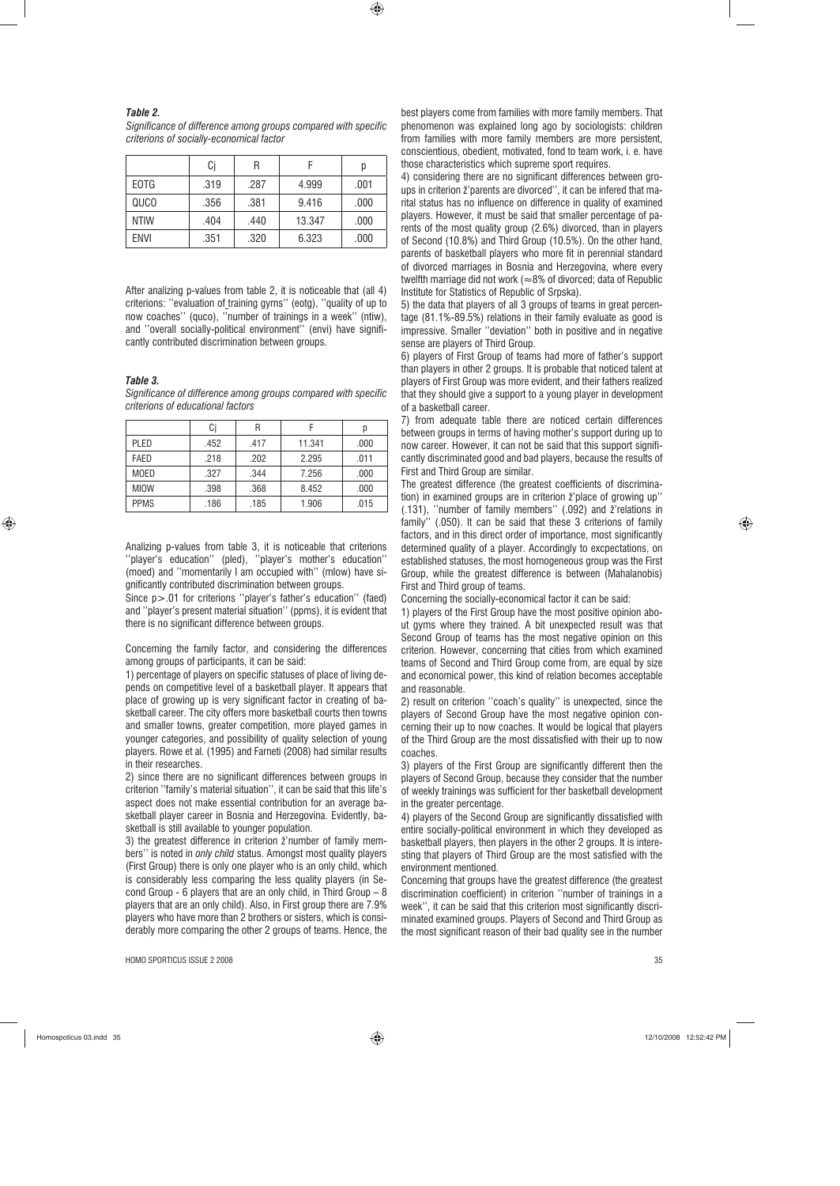***Table 2.***

*Significance of difference among groups compared with specific criterions of socially-economical factor*

| | Cj | R | F | p |
|---|---|---|---|---|
| EOTG | .319 | .287 | 4.999 | .001 |
| QUCO | .356 | .381 | 9.416 | .000 |
| NTIW | .404 | .440 | 13.347 | .000 |
| ENVI | .351 | .320 | 6.323 | .000 |

After analizing p-values from table 2, it is noticeable that (all 4) criterions: ''evaluation of training gyms'' (eotg), ''quality of up to now coaches'' (quco), ''number of trainings in a week'' (ntiw), and ''overall socially-political environment'' (envi) have significantly contributed discrimination between groups.

***Table 3.***

*Significance of difference among groups compared with specific criterions of educational factors*

| | Cj | R | F | p |
|---|---|---|---|---|
| PLED | .452 | .417 | 11.341 | .000 |
| FAED | .218 | .202 | 2.295 | .011 |
| MOED | .327 | .344 | 7.256 | .000 |
| MIOW | .398 | .368 | 8.452 | .000 |
| PPMS | .186 | .185 | 1.906 | .015 |

Analizing p-values from table 3, it is noticeable that criterions ''player's education'' (pled), ''player's mother's education'' (moed) and ''momentarily I am occupied with'' (mlow) have significantly contributed discrimination between groups.

Since $p > .01$ for criterions ''player's father's education'' (faed) and ''player's present material situation'' (ppms), it is evident that there is no significant difference between groups.

Concerning the family factor, and considering the differences among groups of participants, it can be said:

1) percentage of players on specific statuses of place of living depends on competitive level of a basketball player. It appears that place of growing up is very significant factor in creating of basketball career. The city offers more basketball courts then towns and smaller towns, greater competition, more played games in younger categories, and possibility of quality selection of young players. Rowe et al. (1995) and Farneti (2008) had similar results in their researches.

2) since there are no significant differences between groups in criterion ''family's material situation'', it can be said that this life's aspect does not make essential contribution for an average basketball player career in Bosnia and Herzegovina. Evidently, basketball is still available to younger population.

3) the greatest difference in criterion ž'number of family members'' is noted in *only child* status. Amongst most quality players (First Group) there is only one player who is an only child, which is considerably less comparing the less quality players (in Second Group - 6 players that are an only child, in Third Group – 8 players that are an only child). Also, in First group there are 7.9% players who have more than 2 brothers or sisters, which is considerably more comparing the other 2 groups of teams. Hence, the best players come from families with more family members. That phenomenon was explained long ago by sociologists: children from families with more family members are more persistent, conscientious, obedient, motivated, fond to team work, i. e. have those characteristics which supreme sport requires.

4) considering there are no significant differences between groups in criterion ž'parents are divorced'', it can be infered that marital status has no influence on difference in quality of examined players. However, it must be said that smaller percentage of parents of the most quality group (2.6%) divorced, than in players of Second (10.8%) and Third Group (10.5%). On the other hand, parents of basketball players who more fit in perennial standard of divorced marriages in Bosnia and Herzegovina, where every twelfth marriage did not work (≈8% of divorced; data of Republic Institute for Statistics of Republic of Srpska).

5) the data that players of all 3 groups of teams in great percentage (81.1%-89.5%) relations in their family evaluate as good is impressive. Smaller ''deviation'' both in positive and in negative sense are players of Third Group.

6) players of First Group of teams had more of father's support than players in other 2 groups. It is probable that noticed talent at players of First Group was more evident, and their fathers realized that they should give a support to a young player in development of a basketball career.

7) from adequate table there are noticed certain differences between groups in terms of having mother's support during up to now career. However, it can not be said that this support significantly discriminated good and bad players, because the results of First and Third Group are similar.

The greatest difference (the greatest coefficients of discrimination) in examined groups are in criterion ž'place of growing up'' (.131), ''number of family members'' (.092) and ž'relations in family'' (.050). It can be said that these 3 criterions of family factors, and in this direct order of importance, most significantly determined quality of a player. Accordingly to excpectations, on established statuses, the most homogeneous group was the First Group, while the greatest difference is between (Mahalanobis) First and Third group of teams.

Concerning the socially-economical factor it can be said:

1) players of the First Group have the most positive opinion about gyms where they trained. A bit unexpected result was that Second Group of teams has the most negative opinion on this criterion. However, concerning that cities from which examined teams of Second and Third Group come from, are equal by size and economical power, this kind of relation becomes acceptable and reasonable.

2) result on criterion ''coach's quality'' is unexpected, since the players of Second Group have the most negative opinion concerning their up to now coaches. It would be logical that players of the Third Group are the most dissatisfied with their up to now coaches.

3) players of the First Group are significantly different then the players of Second Group, because they consider that the number of weekly trainings was sufficient for ther basketball development in the greater percentage.

4) players of the Second Group are significantly dissatisfied with entire socially-political environment in which they developed as basketball players, then players in the other 2 groups. It is interesting that players of Third Group are the most satisfied with the environment mentioned.

Concerning that groups have the greatest difference (the greatest discrimination coefficient) in criterion ''number of trainings in a week'', it can be said that this criterion most significantly discriminated examined groups. Players of Second and Third Group as the most significant reason of their bad quality see in the number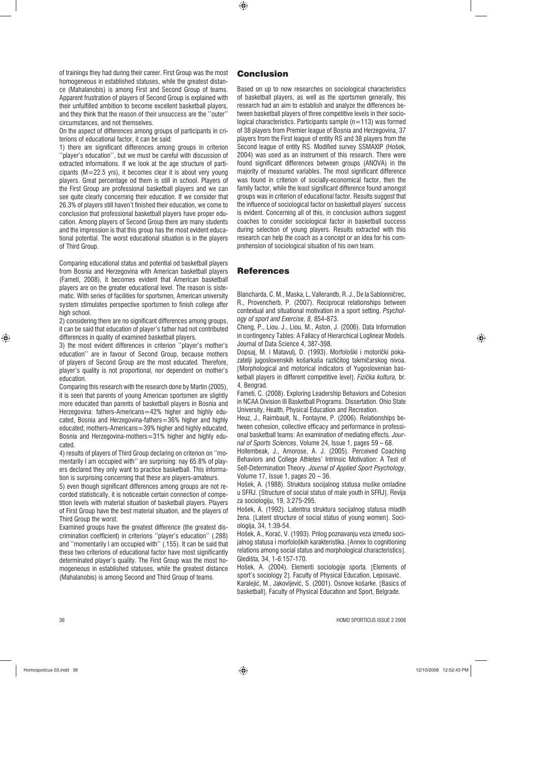of trainings they had during their career. First Group was the most homogeneous in established statuses, while the greatest distance (Mahalanobis) is among First and Second Group of teams. Apparent frustration of players of Second Group is explained with their unfulfilled ambition to become excellent basketball players, and they think that the reason of their unsuccess are the ''outer'' circumstances, and not themselves.

On the aspect of differences among groups of participants in criterions of educational factor, it can be said:

1) there are significant differences among groups in criterion ''player's education'', but we must be careful with discussion of extracted informations. If we look at the age structure of participants (M=22.5 yrs), it becomes clear it is about very young players. Great percentage od them is still in school. Players of the First Group are professional basketball players and we can see quite clearly concerning their education. If we consider that 26.3% of players still haven't finished their education, we come to conclusion that professional basketball players have proper education. Among players of Second Group there are many students and the impression is that this group has the most evident educational potential. The worst educational situation is in the players of Third Group.

Comparing educational status and potential od basketball players from Bosnia and Herzegovina with American basketball players (Farneti, 2008), it becomes evident that American basketball players are on the greater educational level. The reason is sistematic. With series of facilities for sportsmen, American university system stimulates perspective sportsmen to finish college after high school.

2) considering there are no significant differences among groups, it can be said that education of player's father had not contributed differences in quality of examined basketball players.

3) the most evident differences in criterion ''player's mother's education'' are in favour of Second Group, because mothers of players of Second Group are the most educated. Therefore, player's quality is not proportional, nor dependent on mother's education.

Comparing this research with the research done by Martin (2005), it is seen that parents of young American sportsmen are slightly more educated than parents of basketball players in Bosnia and Herzegovina: fathers-Americans=42% higher and highly educated, Bosnia and Herzegovina-fathers=36% higher and highly educated; mothers-Americans=39% higher and highly educated, Bosnia and Herzegovina-mothers=31% higher and highly educated.

4) results of players of Third Group declaring on criterion on ''momentarily I am occupied with'' are surprising: nay 65.8% of players declared they only want to practice basketball. This information is surprising concerning that these are players-amateurs.

5) even though significant differences among groups are not recorded statistically, it is noticeable certain connection of competition levels with material situation of basketball players. Players of First Group have the best material situation, and the players of Third Group the worst.

Examined groups have the greatest difference (the greatest discrimination coefficient) in criterions ''player's education'' (.288) and ''momentarily I am occupied with'' (.155). It can be said that these two criterions of educational factor have most significantly determinated player's quality. The First Group was the most homogeneous in established statuses, while the greatest distance (Mahalanobis) is among Second and Third Group of teams.

## Conclusion

Based on up to now researches on sociological characteristics of basketball players, as well as the sportsmen generally, this research had an aim to establish and analyze the differences between basketball players of three competitive levels in their sociological characteristics. Participants sample (n=113) was formed of 38 players from Premier league of Bosnia and Herzegovina, 37 players from the First league of entity RS and 38 players from the Second league of entity RS. Modified survey SSMAXIP (Hošek, 2004) was used as an instrument of this research. There were found significant differences between groups (ANOVA) in the majority of measured variables. The most significant difference was found in criterion of socially-economical factor, then the family factor, while the least significant difference found amongst groups was in criterion of educational factor. Results suggest that the influence of sociological factor on basketball players' success is evident. Concerning all of this, in conclusion authors suggest coaches to consider sociological factor in basketball success during selection of young players. Results extracted with this research can help the coach as a concept or an idea for his comprehension of sociological situation of his own team.

## References

Blancharda, C. M., Maska, L, Vallerandb, R. J., De la Sablonničrec, R., Provencherb, P. (2007). Reciprocal relationships between contextual and situational motivation in a sport setting. *Psychology of sport and Exercise, 8,* 854-873.

Cheng, P., Liou. J., Liou, M., Aston, J. (2006). Data Information in contingency Tables: A Fallacy of Hierarchical Loglinear Models. Journal of Data Science 4, 387-398.

Dopsaj, M. i Matavulj, D. (1993). Morfološki i motorički pokazatelji jugoslovenskih košarkaša različitog takmičarskog nivoa. [Morphological and motorical indicators of Yugoslovenian basketball players in different competitive level]. *Fizička kultura,* br. 4, Beograd.

Farneti, C. (2008). Exploring Leadership Behaviors and Cohesion in NCAA Division III Basketball Programs. Dissertation. Ohio State University, Health, Physical Education and Recreation.

Heuz, J., Raimbault, N., Fontayne, P. (2006). Relationships between cohesion, collective efficacy and performance in professional basketball teams: An examination of mediating effects. *Journal of Sports Sciences*, Volume 24, Issue 1, pages 59 – 68.

Hollembeak, J., Amorose, A. J. (2005). Perceived Coaching Behaviors and College Athletes' Intrinsic Motivation: A Test of Self-Determination Theory. *Journal of Applied Sport Psychology*, Volume 17, Issue 1, pages 20 – 36.

Hošek, A. (1988). Struktura socijalnog statusa muške omladine u SFRJ. [Structure of social status of male youth in SFRJ]. Revija za sociologiju, 19, 3:275-295.

Hošek, A. (1992). Latentna struktura socijalnog statusa mladih žena. [Latent structure of social status of young women]. Sociologija, 34, 1:39-54.

Hošek, A., Korać, V. (1993). Prilog poznavanju veza između socijalnog statusa i morfoloških karakteristika. [Annex to cognitioning relations among social status and morphological characteristics]. Gledišta, 34, 1-6:157-170.

Hošek, A. (2004). Elementi sociologije sporta. [Elements of sport's sociology 2]. Faculty of Physical Education, Leposavić.

Karalejić, M., Jakovljević, S. (2001). Osnove košarke. [Basics of basketball]. Faculty of Physical Education and Sport, Belgrade.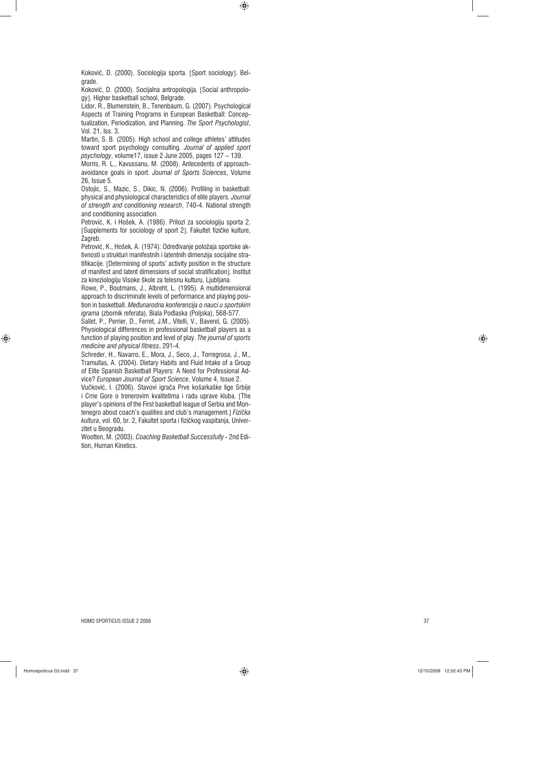Koković, D. (2000). Sociologija sporta. [Sport sociology]. Belgrade.

Koković, D. (2000). Socijalna antropologija. [Social anthropology]. Higher basketball school, Belgrade.

Lidor, R., Blumenstein, B., Tenenbaum, G. (2007). Psychological Aspects of Training Programs in European Basketball: Conceptualization, Periodization, and Planning. *The Sport Psychologist*, Vol. 21, Iss. 3.

Martin, S. B. (2005). High school and college athletes' attitudes toward sport psychology consulting. *Journal of applied sport psychology*, volume17, issue 2 June 2005, pages 127 – 139.

Morris, R. L., Kavussanu, M. (2008). Antecedents of approach-avoidance goals in sport. *Journal of Sports Sciences*, Volume 26, Issue 5.

Ostojic, S., Mazic, S., Dikic, N. (2006). Profiling in basketball: physical and physiological characteristics of elite players. *Journal of strength and conditioning research*, 740-4. National strength and conditioning association.

Petrović, K. i Hošek, A. (1986). Prilozi za sociologiju sporta 2. [Supplements for sociology of sport 2]. Fakultet fizičke kulture, Zagreb.

Petrović, K., Hošek, A. (1974): Određivanje položaja sportske aktivnosti u strukturi manifestnih i latentnih dimenzija socijalne stratifikacije. [Determining of sports' activity position in the structure of manifest and latent dimensions of social stratification]. Institut za kineziologiju Visoke škole za telesnu kulturu, Ljubljana.

Rowe, P., Boutmans, J., Albreht, L. (1995). A multidimensional approach to discriminate levels of performance and playing position in basketball. *Međunarodna konferencija o nauci u sportskim igrama* (zbornik referata), Biala Podlaska (Poljska), 568-577.

Sallet, P., Perrier, D., Ferret, J.M., Vitelli, V., Baverel, G. (2005). Physiological differences in professional basketball players as a function of playing position and level of play. *The journal of sports medicine and physical fitness*, 291-4.

Schreder, H., Navarro, E., Mora, J., Seco, J., Torregrosa, J., M., Tramullas, A. (2004). Dietary Habits and Fluid Intake of a Group of Elite Spanish Basketball Players: A Need for Professional Advice? *European Journal of Sport Science*, Volume 4, Issue 2.

Vučković, I. (2006). Stavovi igrača Prve košarkaške lige Srbije i Crne Gore o trenerovim kvalitetima i radu uprave kluba. [The player's opinions of the First basketball league of Serbia and Montenegro about coach's qualities and club's management.] *Fizička kultura*, vol. 60, br. 2, Fakultet sporta i fizičkog vaspitanja, Univerzitet u Beogradu.

Wootten, M. (2003). *Coaching Basketball Successfully* - 2nd Edition, Human Kinetics.